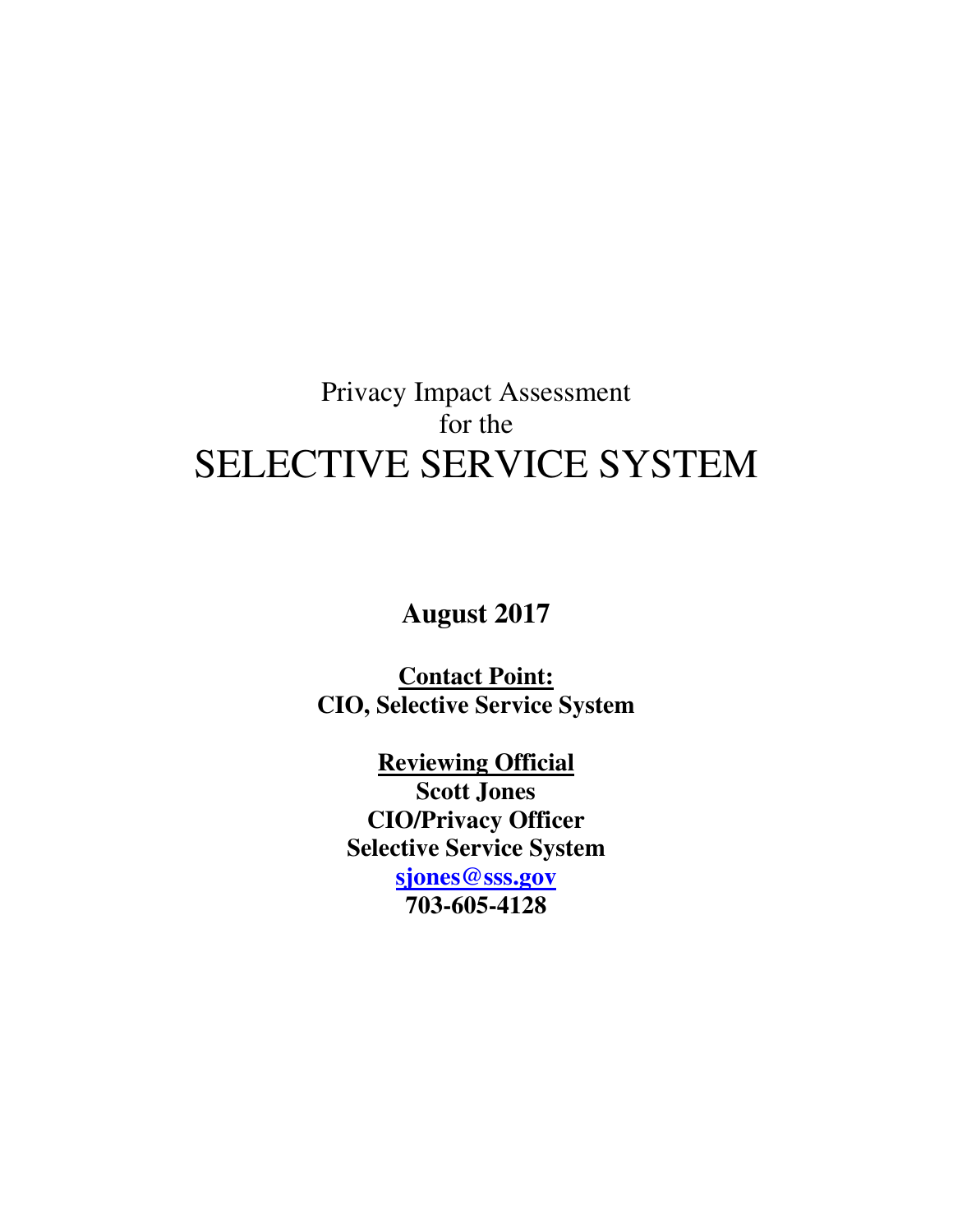# Privacy Impact Assessment for the SELECTIVE SERVICE SYSTEM

**August 2017**

**Contact Point:**
**CIO, Selective Service System**

**Reviewing Official**
**Scott Jones**
**CIO/Privacy Officer**
**Selective Service System**
**sjones@sss.gov**
**703-605-4128**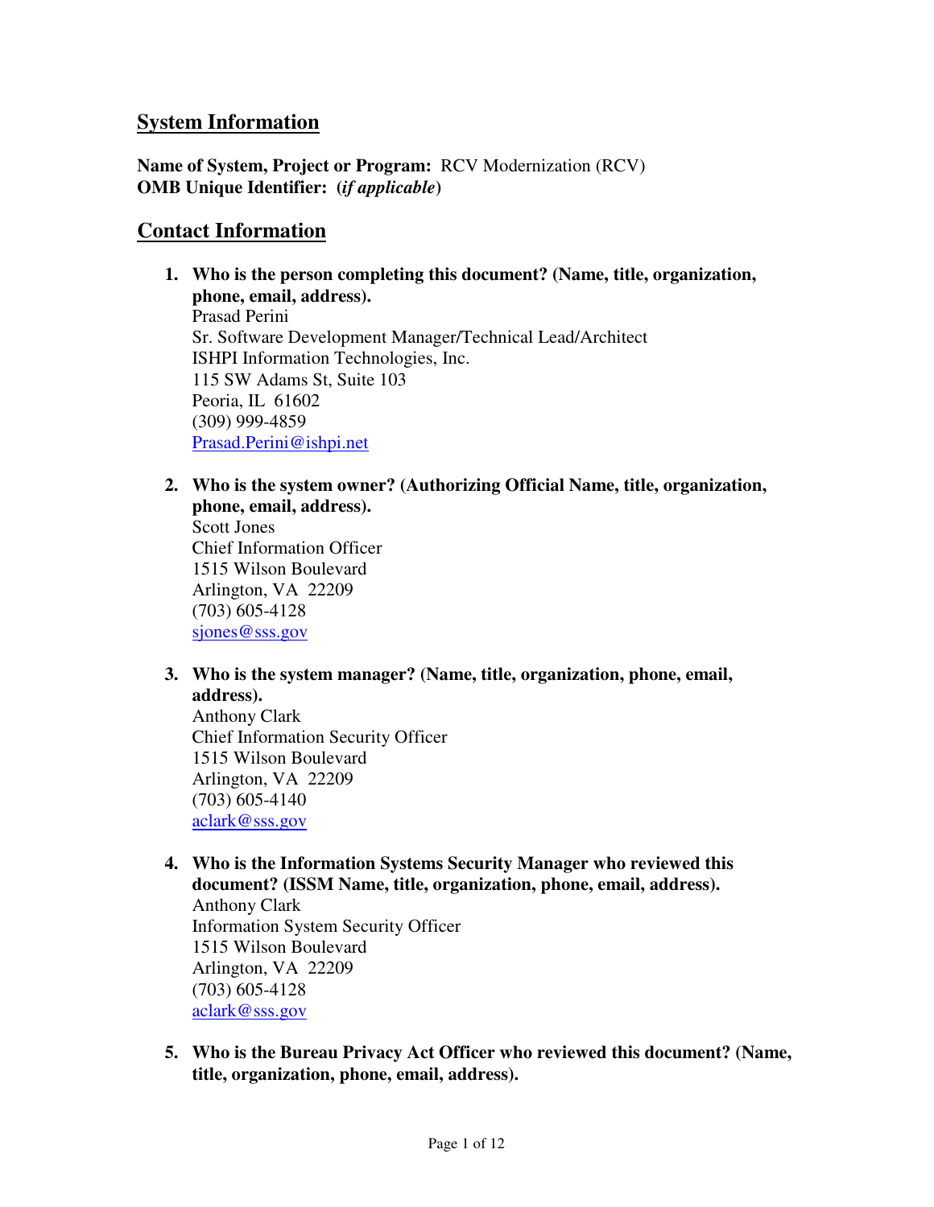## System Information

**Name of System, Project or Program:** RCV Modernization (RCV)
**OMB Unique Identifier: (*if applicable*)**

## Contact Information

1. **Who is the person completing this document? (Name, title, organization, phone, email, address).**
   Prasad Perini
   Sr. Software Development Manager/Technical Lead/Architect
   ISHPI Information Technologies, Inc.
   115 SW Adams St, Suite 103
   Peoria, IL 61602
   (309) 999-4859
   Prasad.Perini@ishpi.net

2. **Who is the system owner? (Authorizing Official Name, title, organization, phone, email, address).**
   Scott Jones
   Chief Information Officer
   1515 Wilson Boulevard
   Arlington, VA 22209
   (703) 605-4128
   sjones@sss.gov

3. **Who is the system manager? (Name, title, organization, phone, email, address).**
   Anthony Clark
   Chief Information Security Officer
   1515 Wilson Boulevard
   Arlington, VA 22209
   (703) 605-4140
   aclark@sss.gov

4. **Who is the Information Systems Security Manager who reviewed this document? (ISSM Name, title, organization, phone, email, address).**
   Anthony Clark
   Information System Security Officer
   1515 Wilson Boulevard
   Arlington, VA 22209
   (703) 605-4128
   aclark@sss.gov

5. **Who is the Bureau Privacy Act Officer who reviewed this document? (Name, title, organization, phone, email, address).**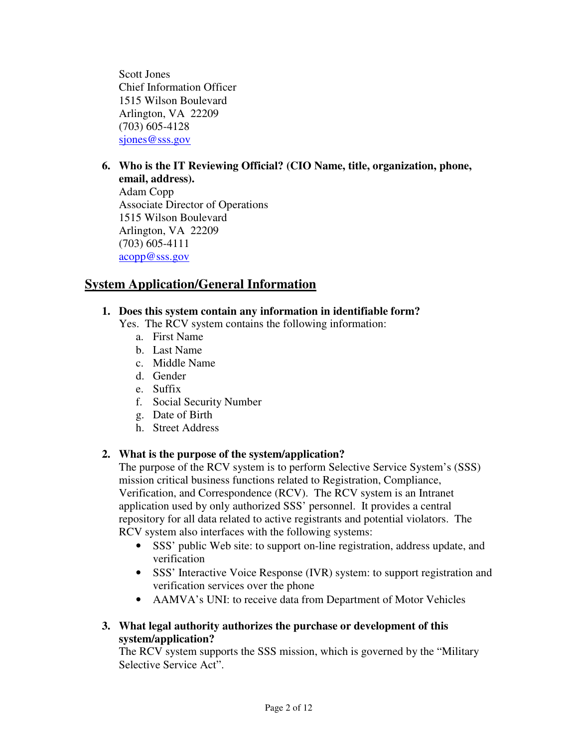Scott Jones
Chief Information Officer
1515 Wilson Boulevard
Arlington, VA  22209
(703) 605-4128
sjones@sss.gov

**6. Who is the IT Reviewing Official? (CIO Name, title, organization, phone, email, address).**
Adam Copp
Associate Director of Operations
1515 Wilson Boulevard
Arlington, VA  22209
(703) 605-4111
acopp@sss.gov

## System Application/General Information

**1. Does this system contain any information in identifiable form?**
Yes. The RCV system contains the following information:

a. First Name
b. Last Name
c. Middle Name
d. Gender
e. Suffix
f. Social Security Number
g. Date of Birth
h. Street Address

**2. What is the purpose of the system/application?**
The purpose of the RCV system is to perform Selective Service System's (SSS) mission critical business functions related to Registration, Compliance, Verification, and Correspondence (RCV). The RCV system is an Intranet application used by only authorized SSS' personnel. It provides a central repository for all data related to active registrants and potential violators. The RCV system also interfaces with the following systems:

- SSS' public Web site: to support on-line registration, address update, and verification
- SSS' Interactive Voice Response (IVR) system: to support registration and verification services over the phone
- AAMVA's UNI: to receive data from Department of Motor Vehicles

**3. What legal authority authorizes the purchase or development of this system/application?**
The RCV system supports the SSS mission, which is governed by the "Military Selective Service Act".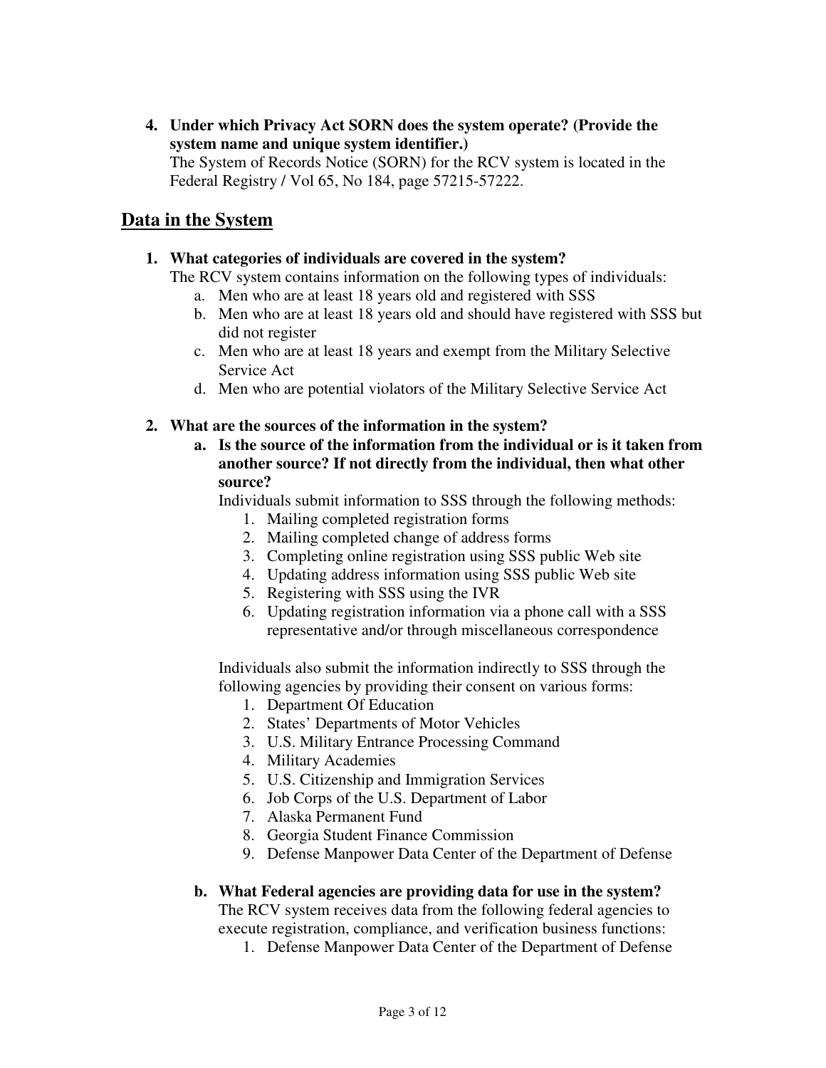4. **Under which Privacy Act SORN does the system operate? (Provide the system name and unique system identifier.)**
   The System of Records Notice (SORN) for the RCV system is located in the Federal Registry / Vol 65, No 184, page 57215-57222.

## Data in the System

1. **What categories of individuals are covered in the system?**
   The RCV system contains information on the following types of individuals:
   a. Men who are at least 18 years old and registered with SSS
   b. Men who are at least 18 years old and should have registered with SSS but did not register
   c. Men who are at least 18 years and exempt from the Military Selective Service Act
   d. Men who are potential violators of the Military Selective Service Act

2. **What are the sources of the information in the system?**
   a. **Is the source of the information from the individual or is it taken from another source? If not directly from the individual, then what other source?**
      Individuals submit information to SSS through the following methods:
      1. Mailing completed registration forms
      2. Mailing completed change of address forms
      3. Completing online registration using SSS public Web site
      4. Updating address information using SSS public Web site
      5. Registering with SSS using the IVR
      6. Updating registration information via a phone call with a SSS representative and/or through miscellaneous correspondence

      Individuals also submit the information indirectly to SSS through the following agencies by providing their consent on various forms:
      1. Department Of Education
      2. States' Departments of Motor Vehicles
      3. U.S. Military Entrance Processing Command
      4. Military Academies
      5. U.S. Citizenship and Immigration Services
      6. Job Corps of the U.S. Department of Labor
      7. Alaska Permanent Fund
      8. Georgia Student Finance Commission
      9. Defense Manpower Data Center of the Department of Defense

   b. **What Federal agencies are providing data for use in the system?**
      The RCV system receives data from the following federal agencies to execute registration, compliance, and verification business functions:
      1. Defense Manpower Data Center of the Department of Defense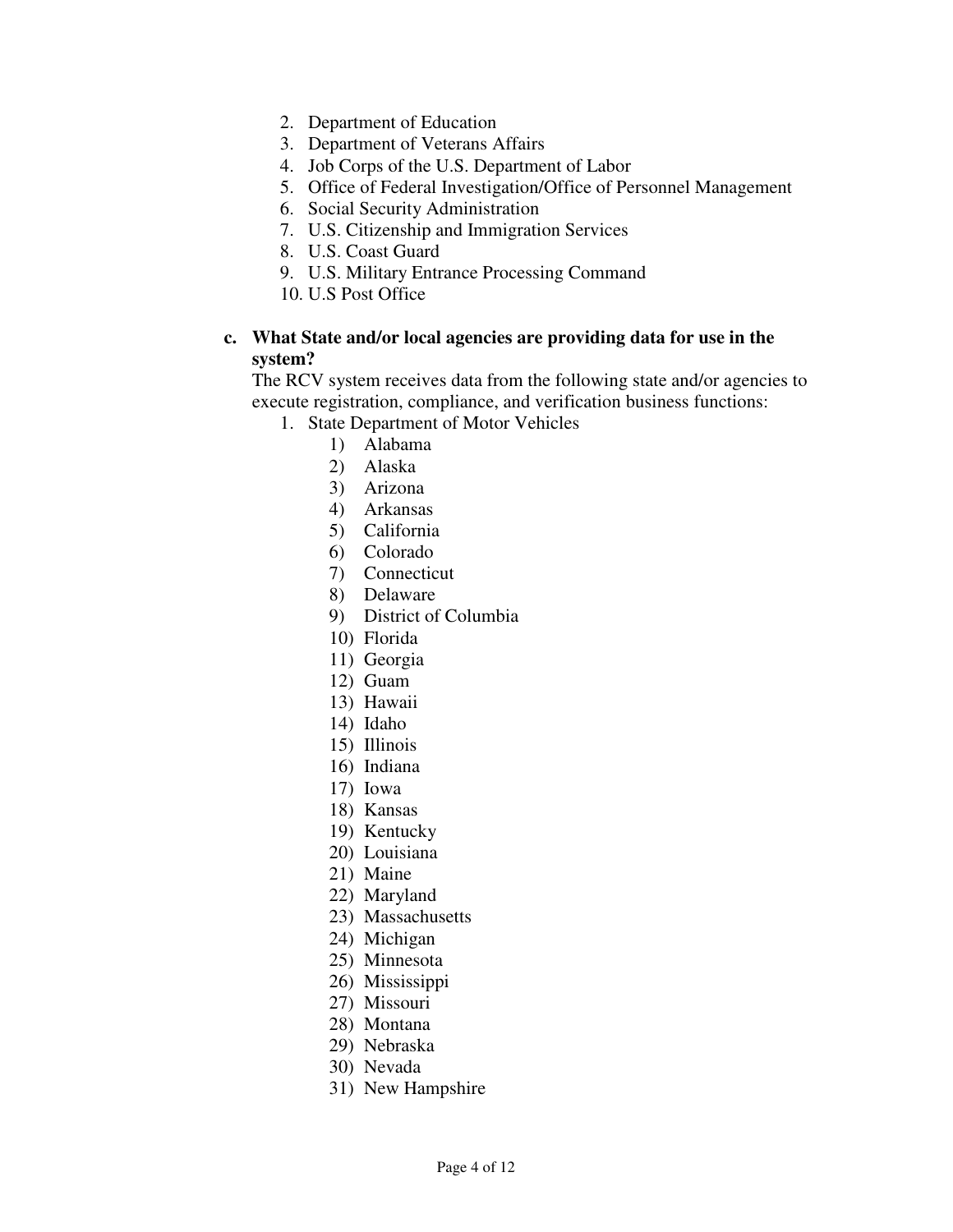2. Department of Education
3. Department of Veterans Affairs
4. Job Corps of the U.S. Department of Labor
5. Office of Federal Investigation/Office of Personnel Management
6. Social Security Administration
7. U.S. Citizenship and Immigration Services
8. U.S. Coast Guard
9. U.S. Military Entrance Processing Command
10. U.S Post Office

**c. What State and/or local agencies are providing data for use in the system?**

The RCV system receives data from the following state and/or agencies to execute registration, compliance, and verification business functions:

1. State Department of Motor Vehicles
    1) Alabama
    2) Alaska
    3) Arizona
    4) Arkansas
    5) California
    6) Colorado
    7) Connecticut
    8) Delaware
    9) District of Columbia
    10) Florida
    11) Georgia
    12) Guam
    13) Hawaii
    14) Idaho
    15) Illinois
    16) Indiana
    17) Iowa
    18) Kansas
    19) Kentucky
    20) Louisiana
    21) Maine
    22) Maryland
    23) Massachusetts
    24) Michigan
    25) Minnesota
    26) Mississippi
    27) Missouri
    28) Montana
    29) Nebraska
    30) Nevada
    31) New Hampshire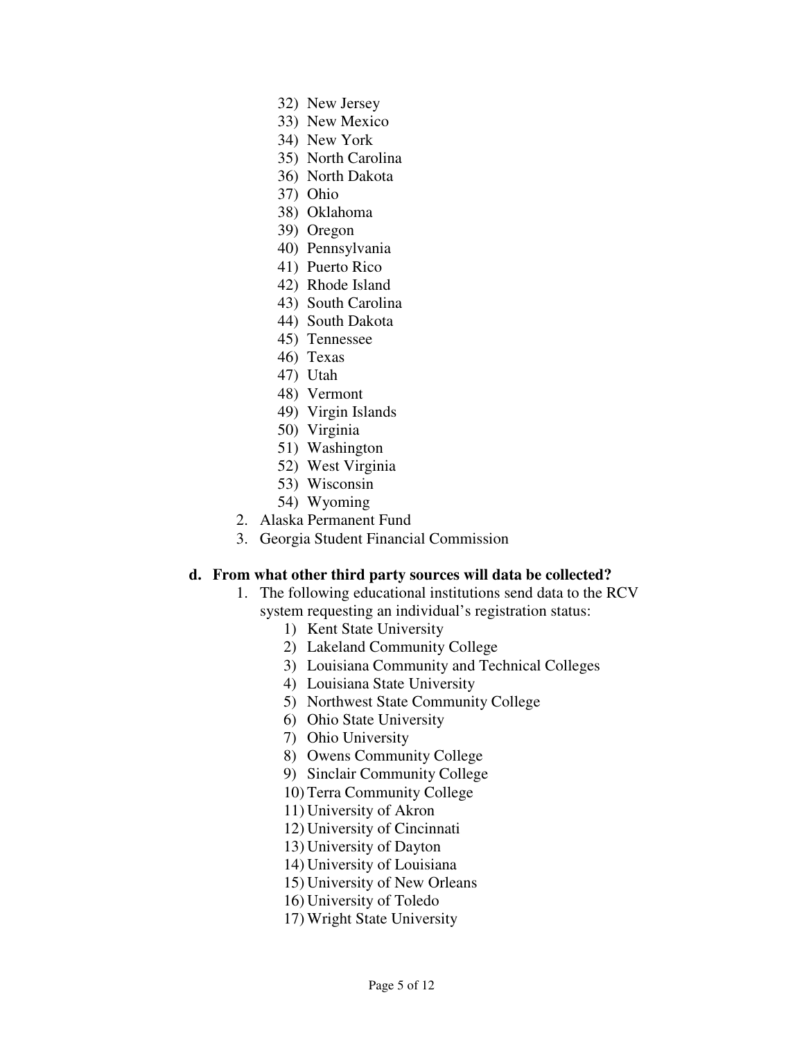32) New Jersey
33) New Mexico
34) New York
35) North Carolina
36) North Dakota
37) Ohio
38) Oklahoma
39) Oregon
40) Pennsylvania
41) Puerto Rico
42) Rhode Island
43) South Carolina
44) South Dakota
45) Tennessee
46) Texas
47) Utah
48) Vermont
49) Virgin Islands
50) Virginia
51) Washington
52) West Virginia
53) Wisconsin
54) Wyoming

2. Alaska Permanent Fund
3. Georgia Student Financial Commission

**d. From what other third party sources will data be collected?**

1. The following educational institutions send data to the RCV system requesting an individual's registration status:
    1) Kent State University
    2) Lakeland Community College
    3) Louisiana Community and Technical Colleges
    4) Louisiana State University
    5) Northwest State Community College
    6) Ohio State University
    7) Ohio University
    8) Owens Community College
    9) Sinclair Community College
    10) Terra Community College
    11) University of Akron
    12) University of Cincinnati
    13) University of Dayton
    14) University of Louisiana
    15) University of New Orleans
    16) University of Toledo
    17) Wright State University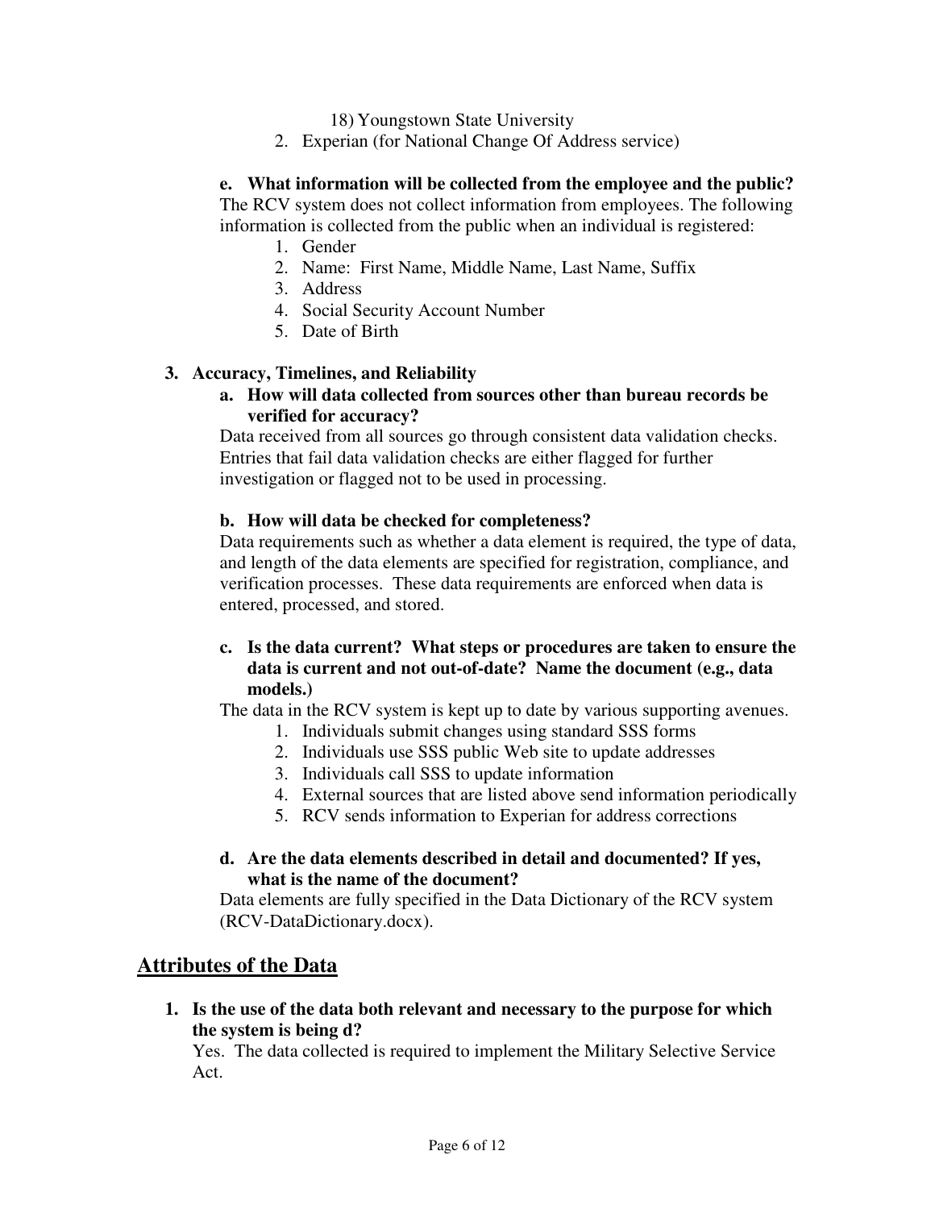18) Youngstown State University

2. Experian (for National Change Of Address service)

**e. What information will be collected from the employee and the public?**

The RCV system does not collect information from employees. The following information is collected from the public when an individual is registered:

1. Gender
2. Name: First Name, Middle Name, Last Name, Suffix
3. Address
4. Social Security Account Number
5. Date of Birth

**3. Accuracy, Timelines, and Reliability**

**a. How will data collected from sources other than bureau records be verified for accuracy?**

Data received from all sources go through consistent data validation checks. Entries that fail data validation checks are either flagged for further investigation or flagged not to be used in processing.

**b. How will data be checked for completeness?**

Data requirements such as whether a data element is required, the type of data, and length of the data elements are specified for registration, compliance, and verification processes. These data requirements are enforced when data is entered, processed, and stored.

**c. Is the data current? What steps or procedures are taken to ensure the data is current and not out-of-date? Name the document (e.g., data models.)**

The data in the RCV system is kept up to date by various supporting avenues.

1. Individuals submit changes using standard SSS forms
2. Individuals use SSS public Web site to update addresses
3. Individuals call SSS to update information
4. External sources that are listed above send information periodically
5. RCV sends information to Experian for address corrections

**d. Are the data elements described in detail and documented? If yes, what is the name of the document?**

Data elements are fully specified in the Data Dictionary of the RCV system (RCV-DataDictionary.docx).

## Attributes of the Data

**1. Is the use of the data both relevant and necessary to the purpose for which the system is being d?**

Yes. The data collected is required to implement the Military Selective Service Act.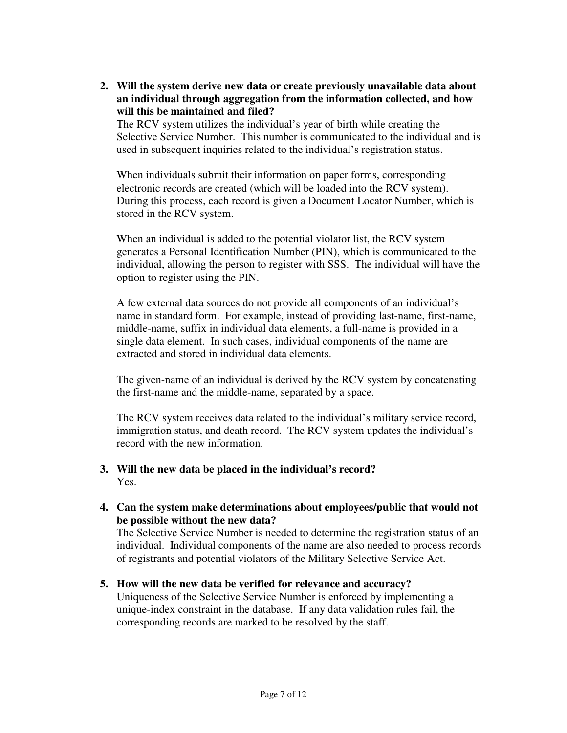2. **Will the system derive new data or create previously unavailable data about an individual through aggregation from the information collected, and how will this be maintained and filed?**
   The RCV system utilizes the individual's year of birth while creating the Selective Service Number. This number is communicated to the individual and is used in subsequent inquiries related to the individual's registration status.

   When individuals submit their information on paper forms, corresponding electronic records are created (which will be loaded into the RCV system). During this process, each record is given a Document Locator Number, which is stored in the RCV system.

   When an individual is added to the potential violator list, the RCV system generates a Personal Identification Number (PIN), which is communicated to the individual, allowing the person to register with SSS. The individual will have the option to register using the PIN.

   A few external data sources do not provide all components of an individual's name in standard form. For example, instead of providing last-name, first-name, middle-name, suffix in individual data elements, a full-name is provided in a single data element. In such cases, individual components of the name are extracted and stored in individual data elements.

   The given-name of an individual is derived by the RCV system by concatenating the first-name and the middle-name, separated by a space.

   The RCV system receives data related to the individual's military service record, immigration status, and death record. The RCV system updates the individual's record with the new information.

3. **Will the new data be placed in the individual's record?**
   Yes.

4. **Can the system make determinations about employees/public that would not be possible without the new data?**
   The Selective Service Number is needed to determine the registration status of an individual. Individual components of the name are also needed to process records of registrants and potential violators of the Military Selective Service Act.

5. **How will the new data be verified for relevance and accuracy?**
   Uniqueness of the Selective Service Number is enforced by implementing a unique-index constraint in the database. If any data validation rules fail, the corresponding records are marked to be resolved by the staff.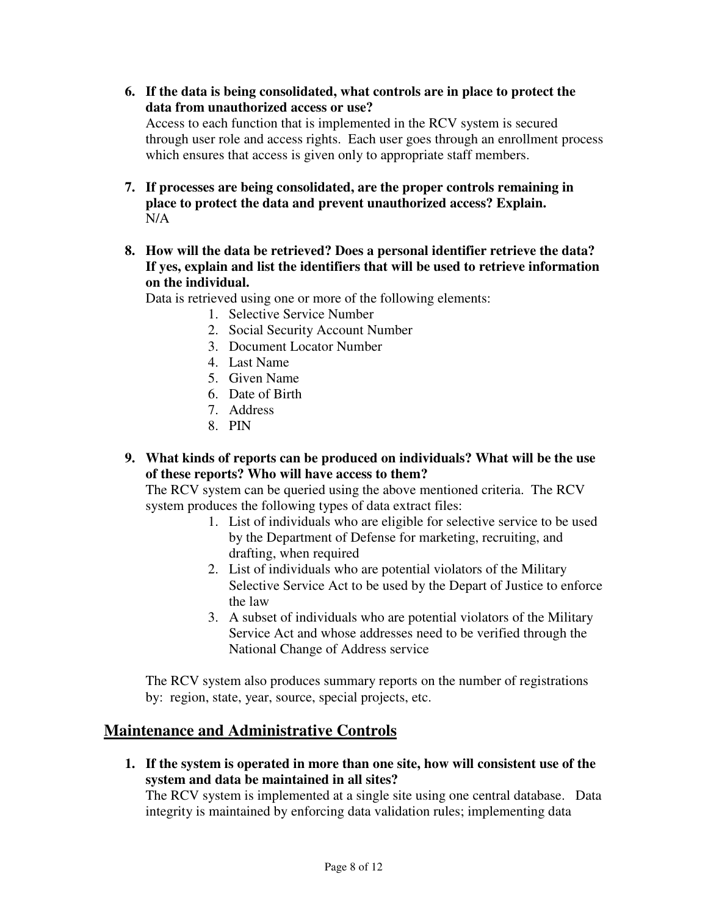6. **If the data is being consolidated, what controls are in place to protect the data from unauthorized access or use?**
   Access to each function that is implemented in the RCV system is secured through user role and access rights. Each user goes through an enrollment process which ensures that access is given only to appropriate staff members.

7. **If processes are being consolidated, are the proper controls remaining in place to protect the data and prevent unauthorized access? Explain.**
   N/A

8. **How will the data be retrieved? Does a personal identifier retrieve the data? If yes, explain and list the identifiers that will be used to retrieve information on the individual.**
   Data is retrieved using one or more of the following elements:
   1. Selective Service Number
   2. Social Security Account Number
   3. Document Locator Number
   4. Last Name
   5. Given Name
   6. Date of Birth
   7. Address
   8. PIN

9. **What kinds of reports can be produced on individuals? What will be the use of these reports? Who will have access to them?**
   The RCV system can be queried using the above mentioned criteria. The RCV system produces the following types of data extract files:
   1. List of individuals who are eligible for selective service to be used by the Department of Defense for marketing, recruiting, and drafting, when required
   2. List of individuals who are potential violators of the Military Selective Service Act to be used by the Depart of Justice to enforce the law
   3. A subset of individuals who are potential violators of the Military Service Act and whose addresses need to be verified through the National Change of Address service

   The RCV system also produces summary reports on the number of registrations by: region, state, year, source, special projects, etc.

## Maintenance and Administrative Controls

1. **If the system is operated in more than one site, how will consistent use of the system and data be maintained in all sites?**
   The RCV system is implemented at a single site using one central database. Data integrity is maintained by enforcing data validation rules; implementing data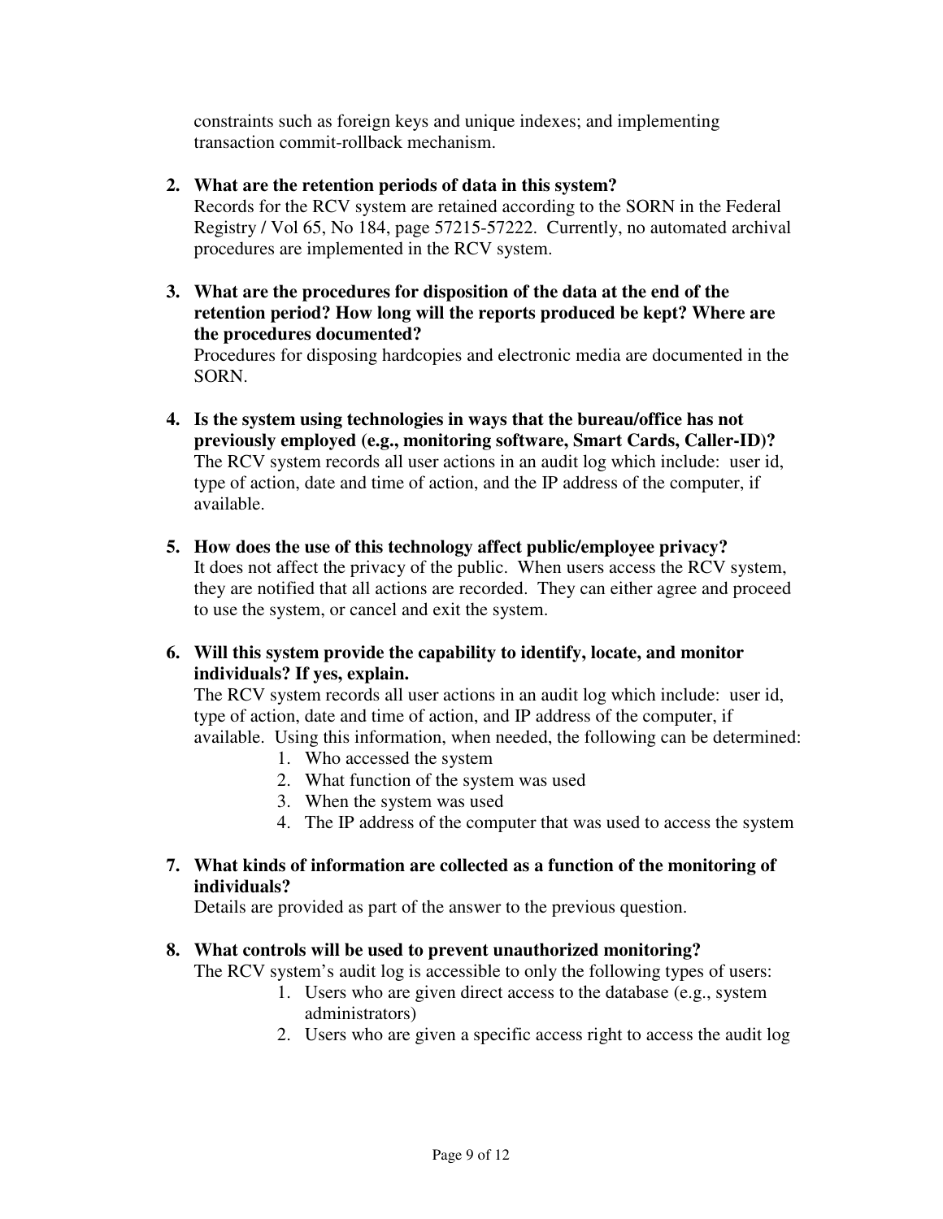constraints such as foreign keys and unique indexes; and implementing transaction commit-rollback mechanism.

2. **What are the retention periods of data in this system?**
   Records for the RCV system are retained according to the SORN in the Federal Registry / Vol 65, No 184, page 57215-57222. Currently, no automated archival procedures are implemented in the RCV system.

3. **What are the procedures for disposition of the data at the end of the retention period? How long will the reports produced be kept? Where are the procedures documented?**
   Procedures for disposing hardcopies and electronic media are documented in the SORN.

4. **Is the system using technologies in ways that the bureau/office has not previously employed (e.g., monitoring software, Smart Cards, Caller-ID)?**
   The RCV system records all user actions in an audit log which include: user id, type of action, date and time of action, and the IP address of the computer, if available.

5. **How does the use of this technology affect public/employee privacy?**
   It does not affect the privacy of the public. When users access the RCV system, they are notified that all actions are recorded. They can either agree and proceed to use the system, or cancel and exit the system.

6. **Will this system provide the capability to identify, locate, and monitor individuals? If yes, explain.**
   The RCV system records all user actions in an audit log which include: user id, type of action, date and time of action, and IP address of the computer, if available. Using this information, when needed, the following can be determined:
   1. Who accessed the system
   2. What function of the system was used
   3. When the system was used
   4. The IP address of the computer that was used to access the system

7. **What kinds of information are collected as a function of the monitoring of individuals?**
   Details are provided as part of the answer to the previous question.

8. **What controls will be used to prevent unauthorized monitoring?**
   The RCV system's audit log is accessible to only the following types of users:
   1. Users who are given direct access to the database (e.g., system administrators)
   2. Users who are given a specific access right to access the audit log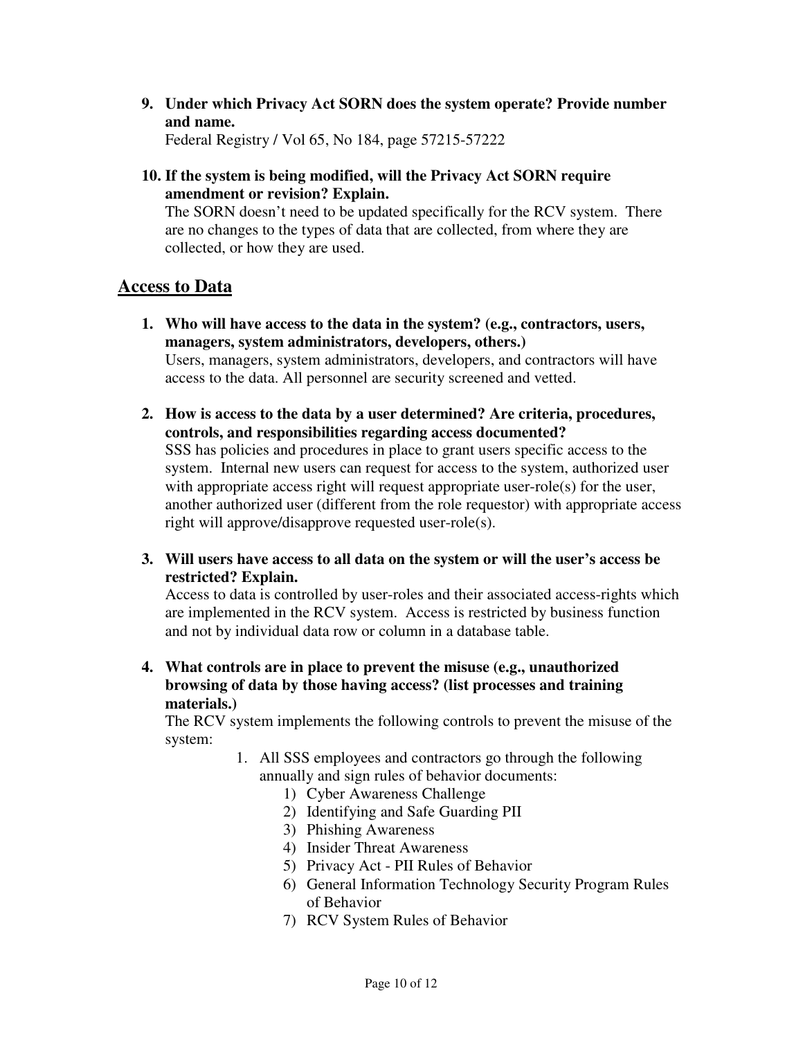9. **Under which Privacy Act SORN does the system operate? Provide number and name.**
   Federal Registry / Vol 65, No 184, page 57215-57222

10. **If the system is being modified, will the Privacy Act SORN require amendment or revision? Explain.**
    The SORN doesn't need to be updated specifically for the RCV system. There are no changes to the types of data that are collected, from where they are collected, or how they are used.

## Access to Data

1. **Who will have access to the data in the system? (e.g., contractors, users, managers, system administrators, developers, others.)**
   Users, managers, system administrators, developers, and contractors will have access to the data. All personnel are security screened and vetted.

2. **How is access to the data by a user determined? Are criteria, procedures, controls, and responsibilities regarding access documented?**
   SSS has policies and procedures in place to grant users specific access to the system. Internal new users can request for access to the system, authorized user with appropriate access right will request appropriate user-role(s) for the user, another authorized user (different from the role requestor) with appropriate access right will approve/disapprove requested user-role(s).

3. **Will users have access to all data on the system or will the user's access be restricted? Explain.**
   Access to data is controlled by user-roles and their associated access-rights which are implemented in the RCV system. Access is restricted by business function and not by individual data row or column in a database table.

4. **What controls are in place to prevent the misuse (e.g., unauthorized browsing of data by those having access? (list processes and training materials.)**
   The RCV system implements the following controls to prevent the misuse of the system:
   1. All SSS employees and contractors go through the following annually and sign rules of behavior documents:
      1) Cyber Awareness Challenge
      2) Identifying and Safe Guarding PII
      3) Phishing Awareness
      4) Insider Threat Awareness
      5) Privacy Act - PII Rules of Behavior
      6) General Information Technology Security Program Rules of Behavior
      7) RCV System Rules of Behavior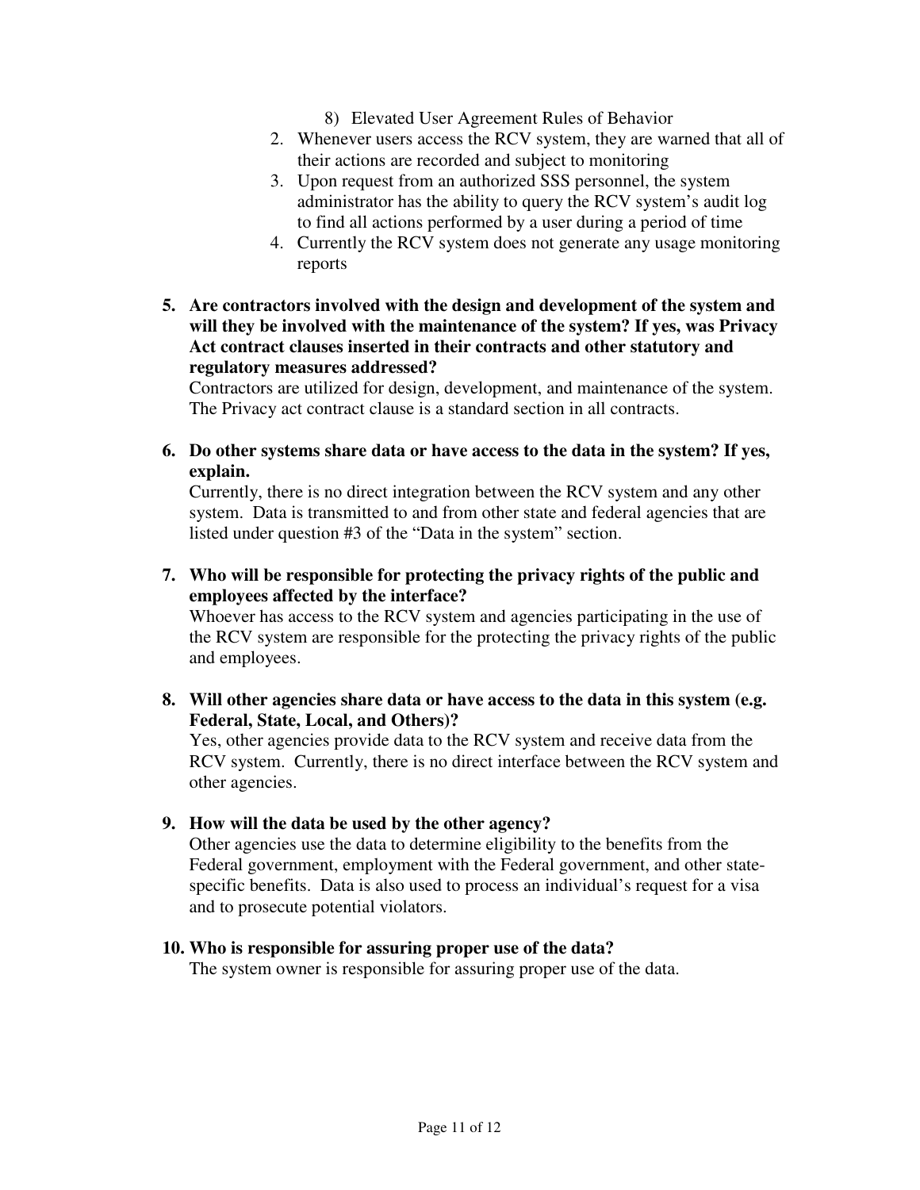8) Elevated User Agreement Rules of Behavior

2. Whenever users access the RCV system, they are warned that all of their actions are recorded and subject to monitoring
3. Upon request from an authorized SSS personnel, the system administrator has the ability to query the RCV system's audit log to find all actions performed by a user during a period of time
4. Currently the RCV system does not generate any usage monitoring reports

**5. Are contractors involved with the design and development of the system and will they be involved with the maintenance of the system? If yes, was Privacy Act contract clauses inserted in their contracts and other statutory and regulatory measures addressed?**

Contractors are utilized for design, development, and maintenance of the system. The Privacy act contract clause is a standard section in all contracts.

**6. Do other systems share data or have access to the data in the system? If yes, explain.**

Currently, there is no direct integration between the RCV system and any other system. Data is transmitted to and from other state and federal agencies that are listed under question #3 of the "Data in the system" section.

**7. Who will be responsible for protecting the privacy rights of the public and employees affected by the interface?**

Whoever has access to the RCV system and agencies participating in the use of the RCV system are responsible for the protecting the privacy rights of the public and employees.

**8. Will other agencies share data or have access to the data in this system (e.g. Federal, State, Local, and Others)?**

Yes, other agencies provide data to the RCV system and receive data from the RCV system. Currently, there is no direct interface between the RCV system and other agencies.

**9. How will the data be used by the other agency?**

Other agencies use the data to determine eligibility to the benefits from the Federal government, employment with the Federal government, and other state-specific benefits. Data is also used to process an individual's request for a visa and to prosecute potential violators.

**10. Who is responsible for assuring proper use of the data?**

The system owner is responsible for assuring proper use of the data.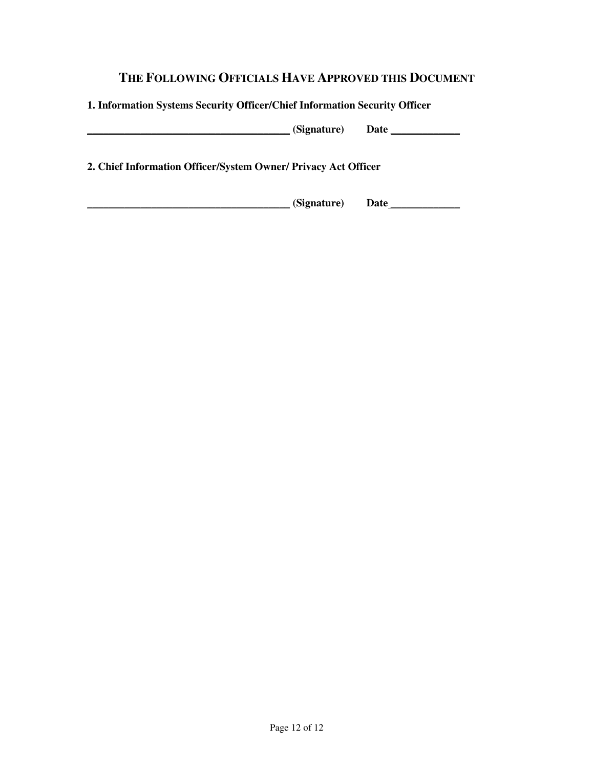## THE FOLLOWING OFFICIALS HAVE APPROVED THIS DOCUMENT

**1. Information Systems Security Officer/Chief Information Security Officer**

**______________________________________ (Signature)  Date _____________**

**2. Chief Information Officer/System Owner/ Privacy Act Officer**

**______________________________________ (Signature)  Date _____________**